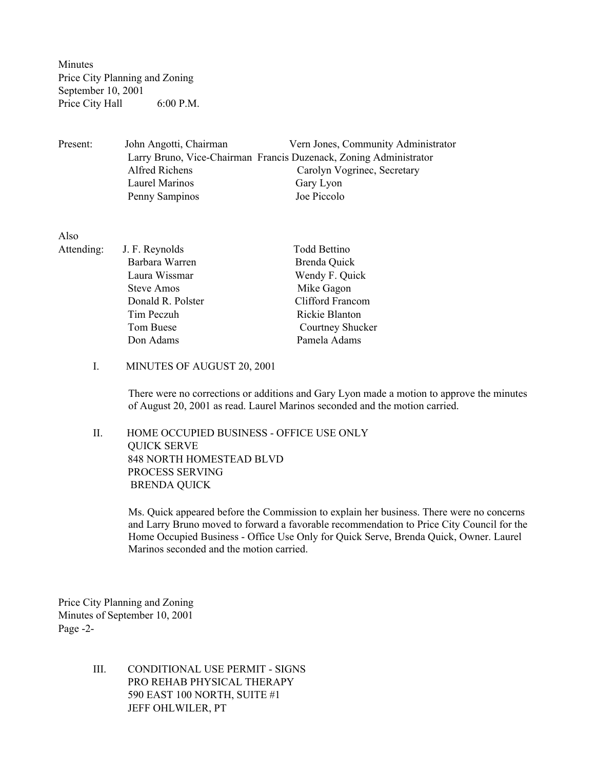Minutes
Price City Planning and Zoning
September 10, 2001
Price City Hall 6:00 P.M.

| Present: | | |
|---|---|---|
| | John Angotti, Chairman | Vern Jones, Community Administrator |
| | Larry Bruno, Vice-Chairman | Francis Duzenack, Zoning Administrator |
| | Alfred Richens | Carolyn Vogrinec, Secretary |
| | Laurel Marinos | Gary Lyon |
| | Penny Sampinos | Joe Piccolo |

| Also Attending: | | |
|---|---|---|
| | J. F. Reynolds | Todd Bettino |
| | Barbara Warren | Brenda Quick |
| | Laura Wissmar | Wendy F. Quick |
| | Steve Amos | Mike Gagon |
| | Donald R. Polster | Clifford Francom |
| | Tim Peczuh | Rickie Blanton |
| | Tom Buese | Courtney Shucker |
| | Don Adams | Pamela Adams |

I. MINUTES OF AUGUST 20, 2001

There were no corrections or additions and Gary Lyon made a motion to approve the minutes of August 20, 2001 as read. Laurel Marinos seconded and the motion carried.

II. HOME OCCUPIED BUSINESS - OFFICE USE ONLY
QUICK SERVE
848 NORTH HOMESTEAD BLVD
PROCESS SERVING
BRENDA QUICK

Ms. Quick appeared before the Commission to explain her business. There were no concerns and Larry Bruno moved to forward a favorable recommendation to Price City Council for the Home Occupied Business - Office Use Only for Quick Serve, Brenda Quick, Owner. Laurel Marinos seconded and the motion carried.

III. CONDITIONAL USE PERMIT - SIGNS
PRO REHAB PHYSICAL THERAPY
590 EAST 100 NORTH, SUITE #1
JEFF OHLWILER, PT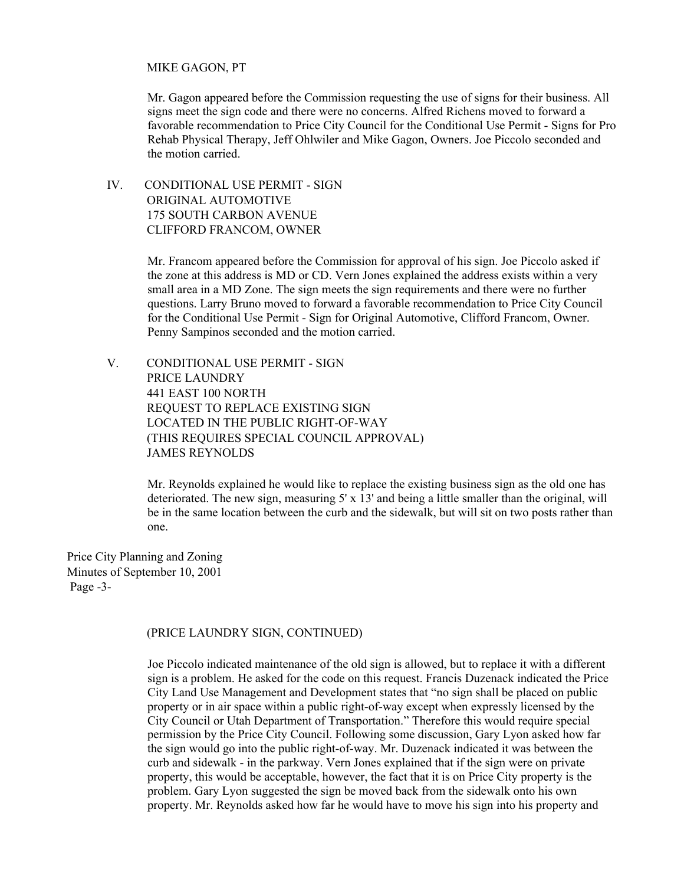MIKE GAGON, PT

Mr. Gagon appeared before the Commission requesting the use of signs for their business. All signs meet the sign code and there were no concerns. Alfred Richens moved to forward a favorable recommendation to Price City Council for the Conditional Use Permit - Signs for Pro Rehab Physical Therapy, Jeff Ohlwiler and Mike Gagon, Owners. Joe Piccolo seconded and the motion carried.

IV. CONDITIONAL USE PERMIT - SIGN
ORIGINAL AUTOMOTIVE
175 SOUTH CARBON AVENUE
CLIFFORD FRANCOM, OWNER

Mr. Francom appeared before the Commission for approval of his sign. Joe Piccolo asked if the zone at this address is MD or CD. Vern Jones explained the address exists within a very small area in a MD Zone. The sign meets the sign requirements and there were no further questions. Larry Bruno moved to forward a favorable recommendation to Price City Council for the Conditional Use Permit - Sign for Original Automotive, Clifford Francom, Owner. Penny Sampinos seconded and the motion carried.

V. CONDITIONAL USE PERMIT - SIGN
PRICE LAUNDRY
441 EAST 100 NORTH
REQUEST TO REPLACE EXISTING SIGN
LOCATED IN THE PUBLIC RIGHT-OF-WAY
(THIS REQUIRES SPECIAL COUNCIL APPROVAL)
JAMES REYNOLDS

Mr. Reynolds explained he would like to replace the existing business sign as the old one has deteriorated. The new sign, measuring 5' x 13' and being a little smaller than the original, will be in the same location between the curb and the sidewalk, but will sit on two posts rather than one.

(PRICE LAUNDRY SIGN, CONTINUED)

Joe Piccolo indicated maintenance of the old sign is allowed, but to replace it with a different sign is a problem. He asked for the code on this request. Francis Duzenack indicated the Price City Land Use Management and Development states that "no sign shall be placed on public property or in air space within a public right-of-way except when expressly licensed by the City Council or Utah Department of Transportation." Therefore this would require special permission by the Price City Council. Following some discussion, Gary Lyon asked how far the sign would go into the public right-of-way. Mr. Duzenack indicated it was between the curb and sidewalk - in the parkway. Vern Jones explained that if the sign were on private property, this would be acceptable, however, the fact that it is on Price City property is the problem. Gary Lyon suggested the sign be moved back from the sidewalk onto his own property. Mr. Reynolds asked how far he would have to move his sign into his property and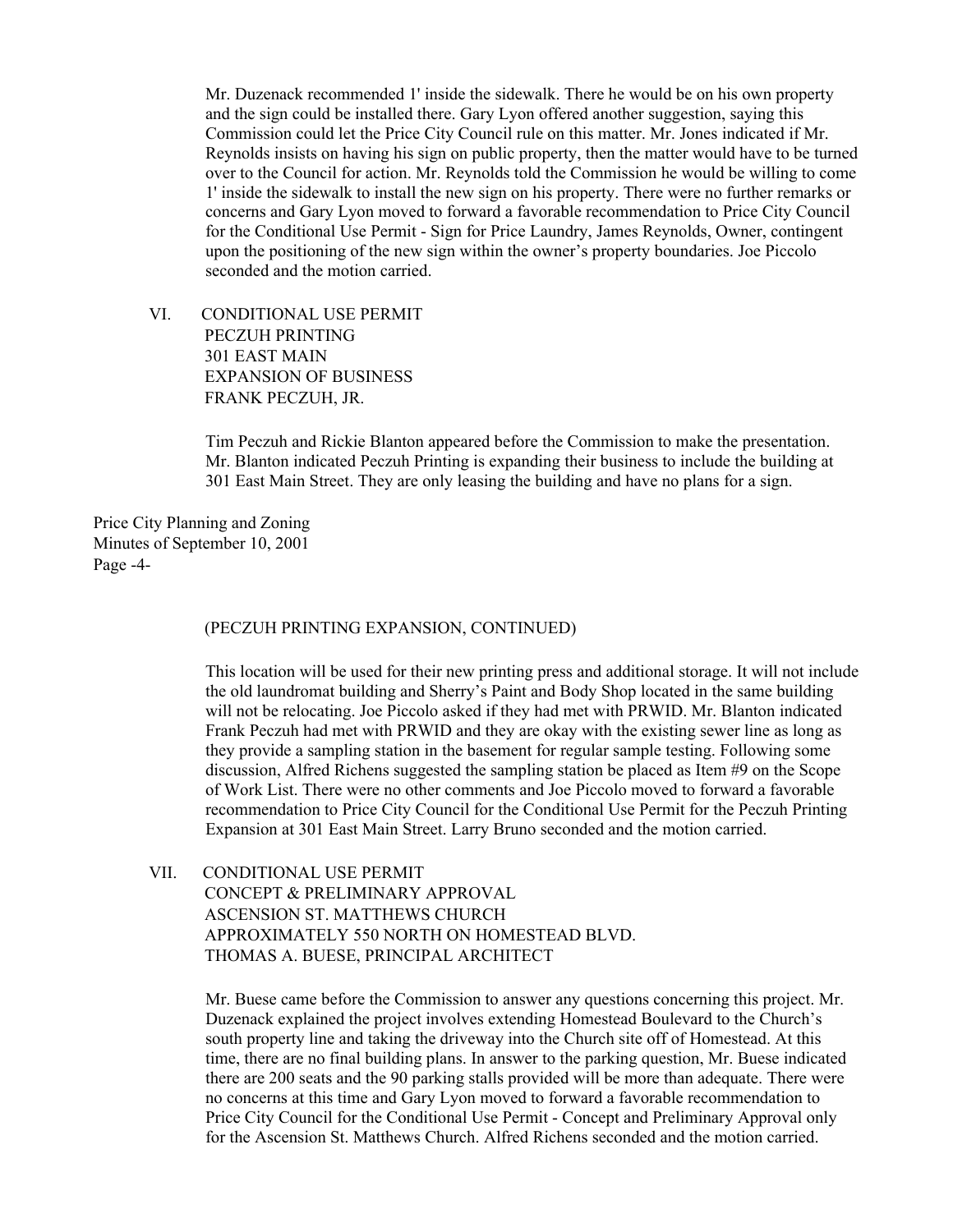Mr. Duzenack recommended 1' inside the sidewalk. There he would be on his own property and the sign could be installed there. Gary Lyon offered another suggestion, saying this Commission could let the Price City Council rule on this matter. Mr. Jones indicated if Mr. Reynolds insists on having his sign on public property, then the matter would have to be turned over to the Council for action. Mr. Reynolds told the Commission he would be willing to come 1' inside the sidewalk to install the new sign on his property. There were no further remarks or concerns and Gary Lyon moved to forward a favorable recommendation to Price City Council for the Conditional Use Permit - Sign for Price Laundry, James Reynolds, Owner, contingent upon the positioning of the new sign within the owner's property boundaries. Joe Piccolo seconded and the motion carried.

VI. CONDITIONAL USE PERMIT
PECZUH PRINTING
301 EAST MAIN
EXPANSION OF BUSINESS
FRANK PECZUH, JR.

Tim Peczuh and Rickie Blanton appeared before the Commission to make the presentation. Mr. Blanton indicated Peczuh Printing is expanding their business to include the building at 301 East Main Street. They are only leasing the building and have no plans for a sign.

(PECZUH PRINTING EXPANSION, CONTINUED)

This location will be used for their new printing press and additional storage. It will not include the old laundromat building and Sherry's Paint and Body Shop located in the same building will not be relocating. Joe Piccolo asked if they had met with PRWID. Mr. Blanton indicated Frank Peczuh had met with PRWID and they are okay with the existing sewer line as long as they provide a sampling station in the basement for regular sample testing. Following some discussion, Alfred Richens suggested the sampling station be placed as Item #9 on the Scope of Work List. There were no other comments and Joe Piccolo moved to forward a favorable recommendation to Price City Council for the Conditional Use Permit for the Peczuh Printing Expansion at 301 East Main Street. Larry Bruno seconded and the motion carried.

VII. CONDITIONAL USE PERMIT
CONCEPT & PRELIMINARY APPROVAL
ASCENSION ST. MATTHEWS CHURCH
APPROXIMATELY 550 NORTH ON HOMESTEAD BLVD.
THOMAS A. BUESE, PRINCIPAL ARCHITECT

Mr. Buese came before the Commission to answer any questions concerning this project. Mr. Duzenack explained the project involves extending Homestead Boulevard to the Church's south property line and taking the driveway into the Church site off of Homestead. At this time, there are no final building plans. In answer to the parking question, Mr. Buese indicated there are 200 seats and the 90 parking stalls provided will be more than adequate. There were no concerns at this time and Gary Lyon moved to forward a favorable recommendation to Price City Council for the Conditional Use Permit - Concept and Preliminary Approval only for the Ascension St. Matthews Church. Alfred Richens seconded and the motion carried.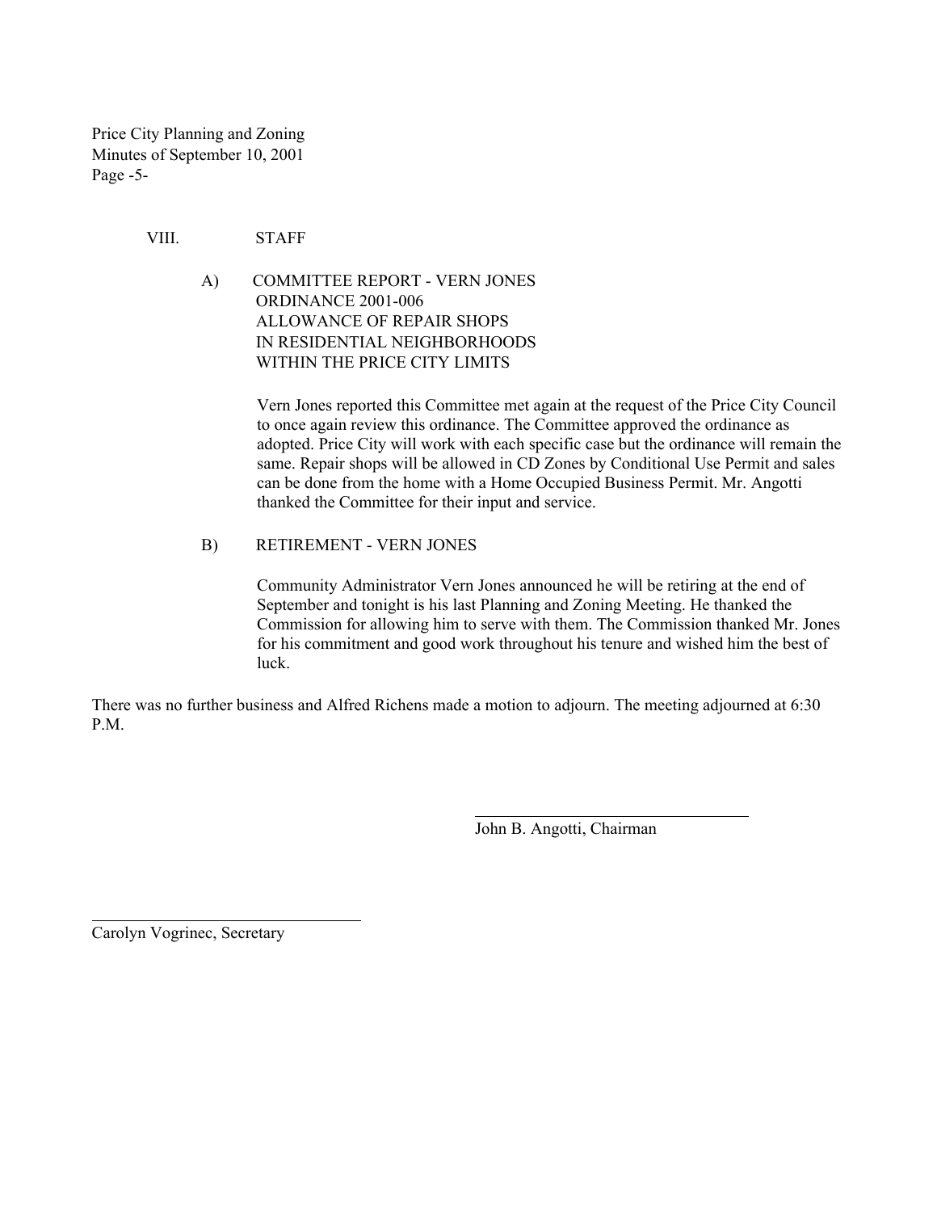## VIII. STAFF

### A) COMMITTEE REPORT - VERN JONES ORDINANCE 2001-006 ALLOWANCE OF REPAIR SHOPS IN RESIDENTIAL NEIGHBORHOODS WITHIN THE PRICE CITY LIMITS

Vern Jones reported this Committee met again at the request of the Price City Council to once again review this ordinance. The Committee approved the ordinance as adopted. Price City will work with each specific case but the ordinance will remain the same. Repair shops will be allowed in CD Zones by Conditional Use Permit and sales can be done from the home with a Home Occupied Business Permit. Mr. Angotti thanked the Committee for their input and service.

### B) RETIREMENT - VERN JONES

Community Administrator Vern Jones announced he will be retiring at the end of September and tonight is his last Planning and Zoning Meeting. He thanked the Commission for allowing him to serve with them. The Commission thanked Mr. Jones for his commitment and good work throughout his tenure and wished him the best of luck.

There was no further business and Alfred Richens made a motion to adjourn. The meeting adjourned at 6:30 P.M.

John B. Angotti, Chairman

Carolyn Vogrinec, Secretary